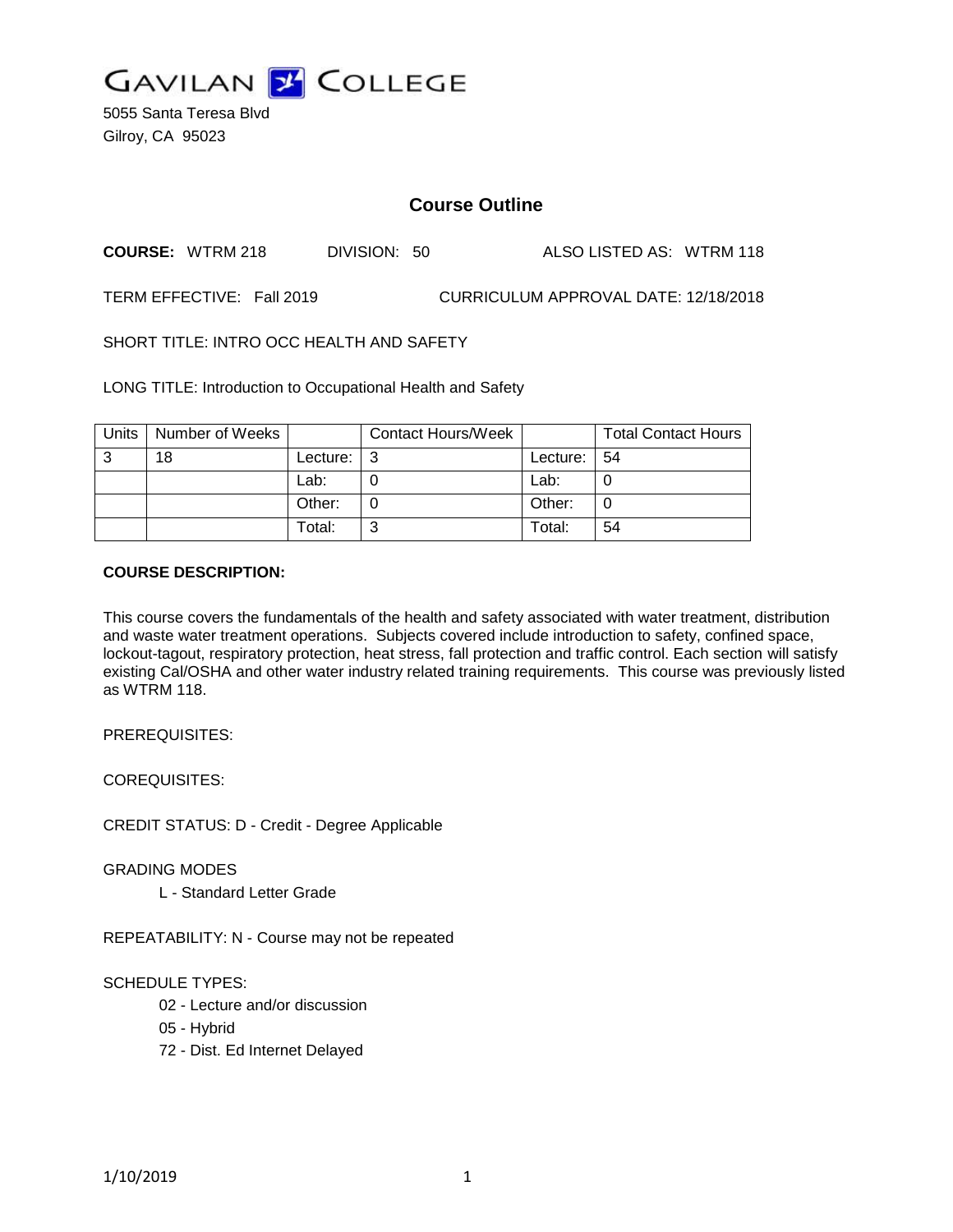# GAVILAN COLLEGE

5055 Santa Teresa Blvd
Gilroy, CA 95023

## Course Outline

**COURSE:** WTRM 218 DIVISION: 50 ALSO LISTED AS: WTRM 118

TERM EFFECTIVE: Fall 2019 CURRICULUM APPROVAL DATE: 12/18/2018

SHORT TITLE: INTRO OCC HEALTH AND SAFETY

LONG TITLE: Introduction to Occupational Health and Safety

| Units | Number of Weeks | | Contact Hours/Week | | Total Contact Hours |
|---|---|---|---|---|---|
| 3 | 18 | Lecture: | 3 | Lecture: | 54 |
| | | Lab: | 0 | Lab: | 0 |
| | | Other: | 0 | Other: | 0 |
| | | Total: | 3 | Total: | 54 |

**COURSE DESCRIPTION:**

This course covers the fundamentals of the health and safety associated with water treatment, distribution and waste water treatment operations. Subjects covered include introduction to safety, confined space, lockout-tagout, respiratory protection, heat stress, fall protection and traffic control. Each section will satisfy existing Cal/OSHA and other water industry related training requirements. This course was previously listed as WTRM 118.

PREREQUISITES:

COREQUISITES:

CREDIT STATUS: D - Credit - Degree Applicable

GRADING MODES

- L - Standard Letter Grade

REPEATABILITY: N - Course may not be repeated

SCHEDULE TYPES:

- 02 - Lecture and/or discussion
- 05 - Hybrid
- 72 - Dist. Ed Internet Delayed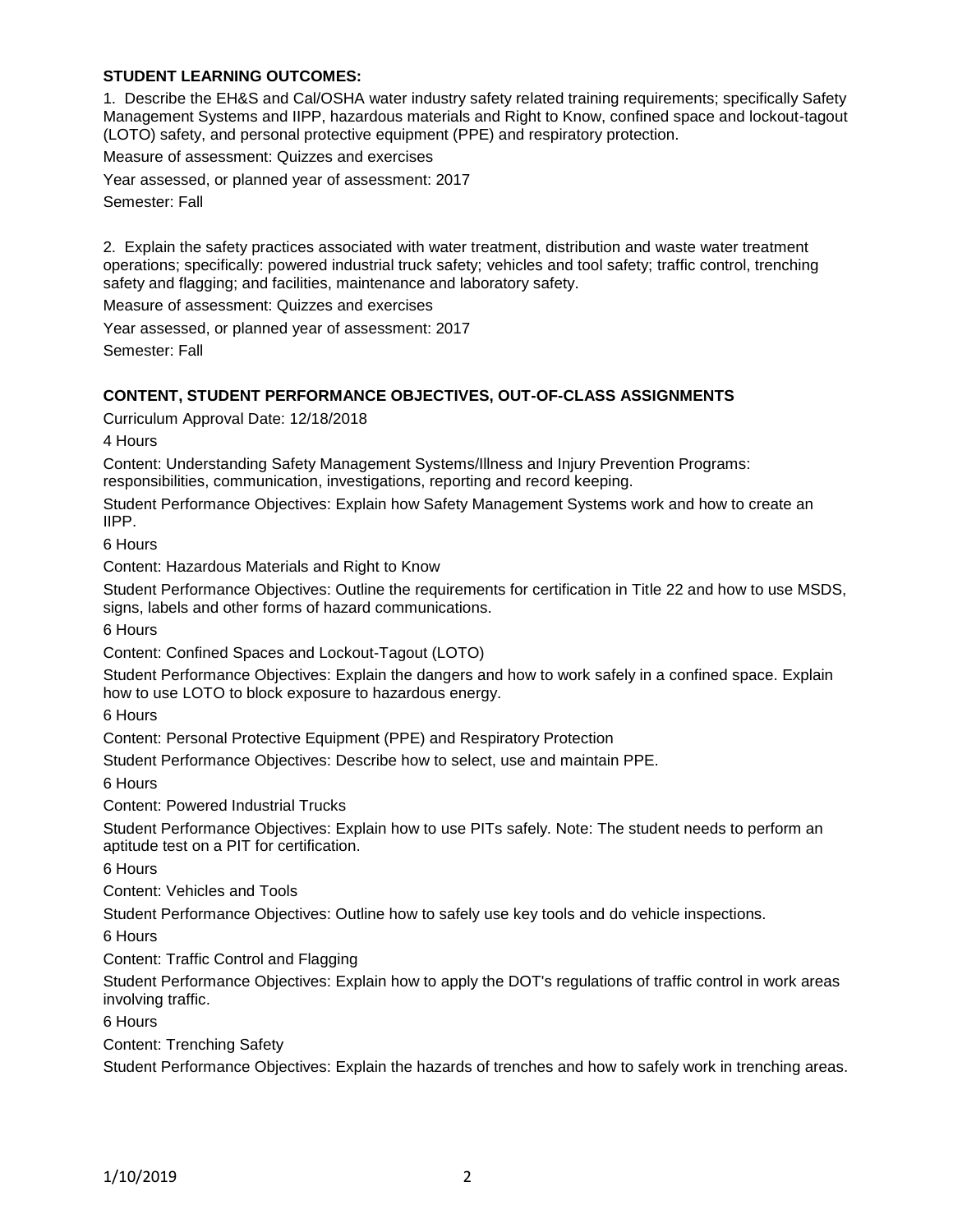## STUDENT LEARNING OUTCOMES:

1. Describe the EH&S and Cal/OSHA water industry safety related training requirements; specifically Safety Management Systems and IIPP, hazardous materials and Right to Know, confined space and lockout-tagout (LOTO) safety, and personal protective equipment (PPE) and respiratory protection.

Measure of assessment: Quizzes and exercises

Year assessed, or planned year of assessment: 2017

Semester: Fall

2. Explain the safety practices associated with water treatment, distribution and waste water treatment operations; specifically: powered industrial truck safety; vehicles and tool safety; traffic control, trenching safety and flagging; and facilities, maintenance and laboratory safety.

Measure of assessment: Quizzes and exercises

Year assessed, or planned year of assessment: 2017

Semester: Fall

## CONTENT, STUDENT PERFORMANCE OBJECTIVES, OUT-OF-CLASS ASSIGNMENTS

Curriculum Approval Date: 12/18/2018

4 Hours

Content: Understanding Safety Management Systems/Illness and Injury Prevention Programs: responsibilities, communication, investigations, reporting and record keeping.

Student Performance Objectives: Explain how Safety Management Systems work and how to create an IIPP.

6 Hours

Content: Hazardous Materials and Right to Know

Student Performance Objectives: Outline the requirements for certification in Title 22 and how to use MSDS, signs, labels and other forms of hazard communications.

6 Hours

Content: Confined Spaces and Lockout-Tagout (LOTO)

Student Performance Objectives: Explain the dangers and how to work safely in a confined space. Explain how to use LOTO to block exposure to hazardous energy.

6 Hours

Content: Personal Protective Equipment (PPE) and Respiratory Protection

Student Performance Objectives: Describe how to select, use and maintain PPE.

6 Hours

Content: Powered Industrial Trucks

Student Performance Objectives: Explain how to use PITs safely. Note: The student needs to perform an aptitude test on a PIT for certification.

6 Hours

Content: Vehicles and Tools

Student Performance Objectives: Outline how to safely use key tools and do vehicle inspections.

6 Hours

Content: Traffic Control and Flagging

Student Performance Objectives: Explain how to apply the DOT's regulations of traffic control in work areas involving traffic.

6 Hours

Content: Trenching Safety

Student Performance Objectives: Explain the hazards of trenches and how to safely work in trenching areas.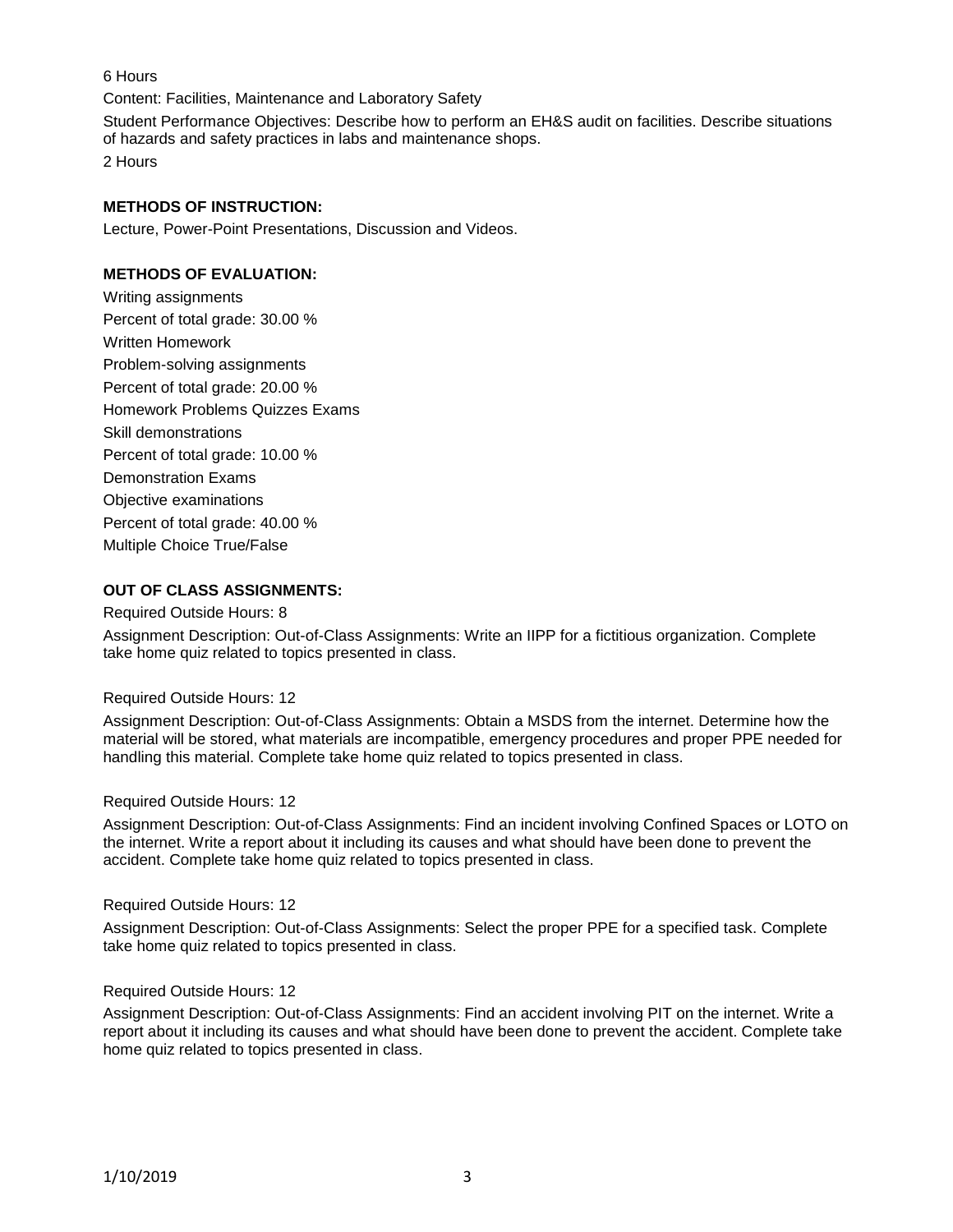6 Hours

Content: Facilities, Maintenance and Laboratory Safety

Student Performance Objectives: Describe how to perform an EH&S audit on facilities. Describe situations of hazards and safety practices in labs and maintenance shops.

2 Hours

**METHODS OF INSTRUCTION:**

Lecture, Power-Point Presentations, Discussion and Videos.

**METHODS OF EVALUATION:**

Writing assignments

Percent of total grade: 30.00 %

Written Homework

Problem-solving assignments

Percent of total grade: 20.00 %

Homework Problems Quizzes Exams

Skill demonstrations

Percent of total grade: 10.00 %

Demonstration Exams

Objective examinations

Percent of total grade: 40.00 %

Multiple Choice True/False

**OUT OF CLASS ASSIGNMENTS:**

Required Outside Hours: 8

Assignment Description: Out-of-Class Assignments: Write an IIPP for a fictitious organization. Complete take home quiz related to topics presented in class.

Required Outside Hours: 12

Assignment Description: Out-of-Class Assignments: Obtain a MSDS from the internet. Determine how the material will be stored, what materials are incompatible, emergency procedures and proper PPE needed for handling this material. Complete take home quiz related to topics presented in class.

Required Outside Hours: 12

Assignment Description: Out-of-Class Assignments: Find an incident involving Confined Spaces or LOTO on the internet. Write a report about it including its causes and what should have been done to prevent the accident. Complete take home quiz related to topics presented in class.

Required Outside Hours: 12

Assignment Description: Out-of-Class Assignments: Select the proper PPE for a specified task. Complete take home quiz related to topics presented in class.

Required Outside Hours: 12

Assignment Description: Out-of-Class Assignments: Find an accident involving PIT on the internet. Write a report about it including its causes and what should have been done to prevent the accident. Complete take home quiz related to topics presented in class.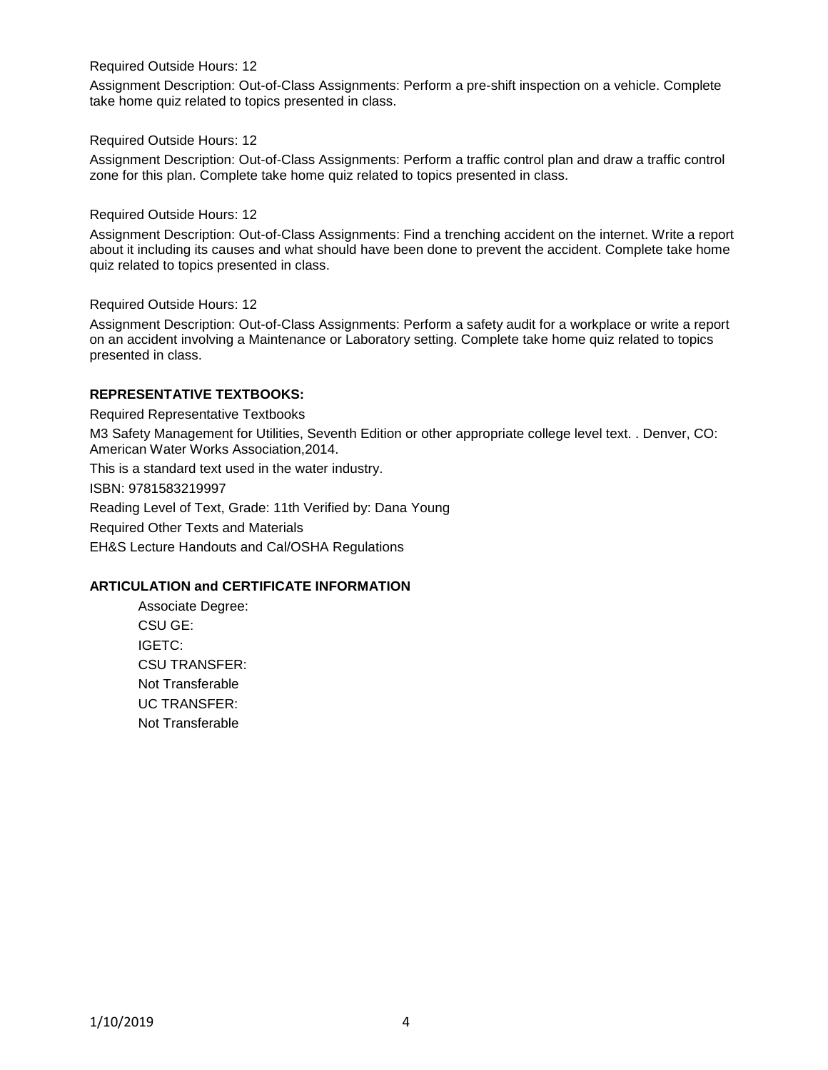Required Outside Hours: 12

Assignment Description: Out-of-Class Assignments: Perform a pre-shift inspection on a vehicle. Complete take home quiz related to topics presented in class.

Required Outside Hours: 12

Assignment Description: Out-of-Class Assignments: Perform a traffic control plan and draw a traffic control zone for this plan. Complete take home quiz related to topics presented in class.

Required Outside Hours: 12

Assignment Description: Out-of-Class Assignments: Find a trenching accident on the internet. Write a report about it including its causes and what should have been done to prevent the accident. Complete take home quiz related to topics presented in class.

Required Outside Hours: 12

Assignment Description: Out-of-Class Assignments: Perform a safety audit for a workplace or write a report on an accident involving a Maintenance or Laboratory setting. Complete take home quiz related to topics presented in class.

**REPRESENTATIVE TEXTBOOKS:**

Required Representative Textbooks

M3 Safety Management for Utilities, Seventh Edition or other appropriate college level text. . Denver, CO: American Water Works Association,2014.

This is a standard text used in the water industry.

ISBN: 9781583219997

Reading Level of Text, Grade: 11th Verified by: Dana Young

Required Other Texts and Materials

EH&S Lecture Handouts and Cal/OSHA Regulations

**ARTICULATION and CERTIFICATE INFORMATION**

Associate Degree:
CSU GE:
IGETC:
CSU TRANSFER:
Not Transferable
UC TRANSFER:
Not Transferable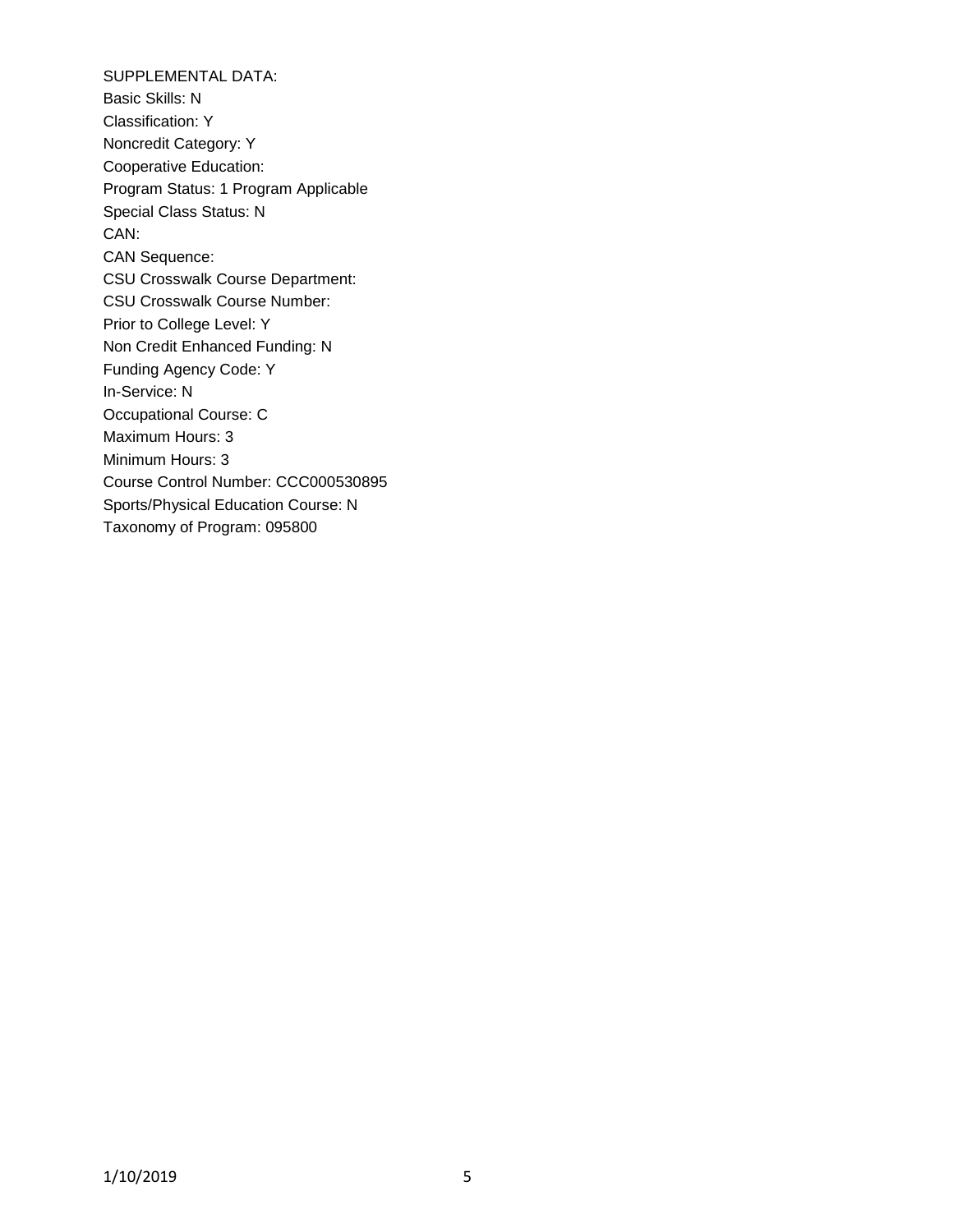SUPPLEMENTAL DATA:

Basic Skills: N

Classification: Y

Noncredit Category: Y

Cooperative Education:

Program Status: 1 Program Applicable

Special Class Status: N

CAN:

CAN Sequence:

CSU Crosswalk Course Department:

CSU Crosswalk Course Number:

Prior to College Level: Y

Non Credit Enhanced Funding: N

Funding Agency Code: Y

In-Service: N

Occupational Course: C

Maximum Hours: 3

Minimum Hours: 3

Course Control Number: CCC000530895

Sports/Physical Education Course: N

Taxonomy of Program: 095800